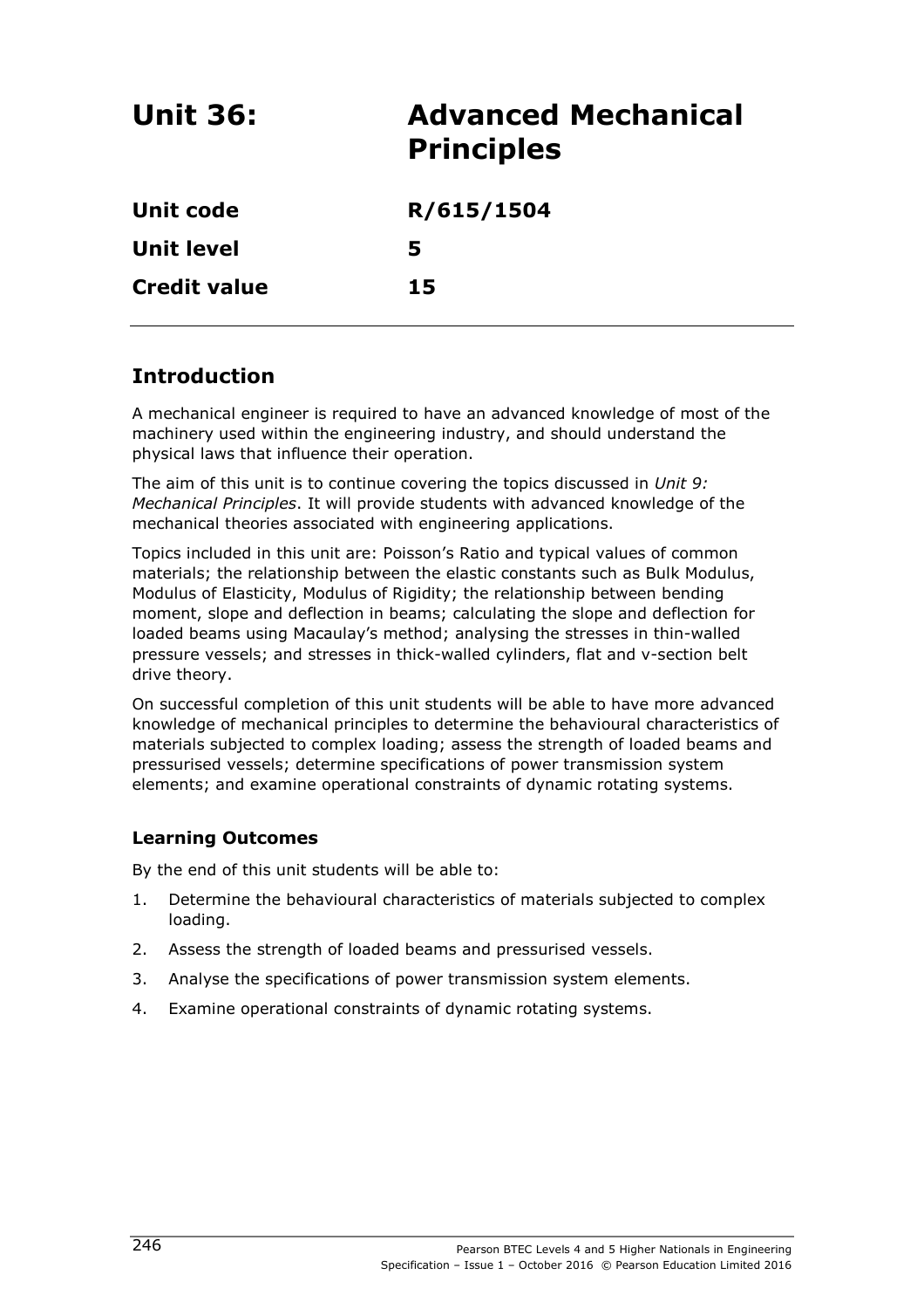# Unit 36: Advanced Mechanical Principles

| | |
|---|---|
| **Unit code** | **R/615/1504** |
| **Unit level** | **5** |
| **Credit value** | **15** |

## Introduction

A mechanical engineer is required to have an advanced knowledge of most of the machinery used within the engineering industry, and should understand the physical laws that influence their operation.

The aim of this unit is to continue covering the topics discussed in *Unit 9: Mechanical Principles*. It will provide students with advanced knowledge of the mechanical theories associated with engineering applications.

Topics included in this unit are: Poisson's Ratio and typical values of common materials; the relationship between the elastic constants such as Bulk Modulus, Modulus of Elasticity, Modulus of Rigidity; the relationship between bending moment, slope and deflection in beams; calculating the slope and deflection for loaded beams using Macaulay's method; analysing the stresses in thin-walled pressure vessels; and stresses in thick-walled cylinders, flat and v-section belt drive theory.

On successful completion of this unit students will be able to have more advanced knowledge of mechanical principles to determine the behavioural characteristics of materials subjected to complex loading; assess the strength of loaded beams and pressurised vessels; determine specifications of power transmission system elements; and examine operational constraints of dynamic rotating systems.

### Learning Outcomes

By the end of this unit students will be able to:

1. Determine the behavioural characteristics of materials subjected to complex loading.
2. Assess the strength of loaded beams and pressurised vessels.
3. Analyse the specifications of power transmission system elements.
4. Examine operational constraints of dynamic rotating systems.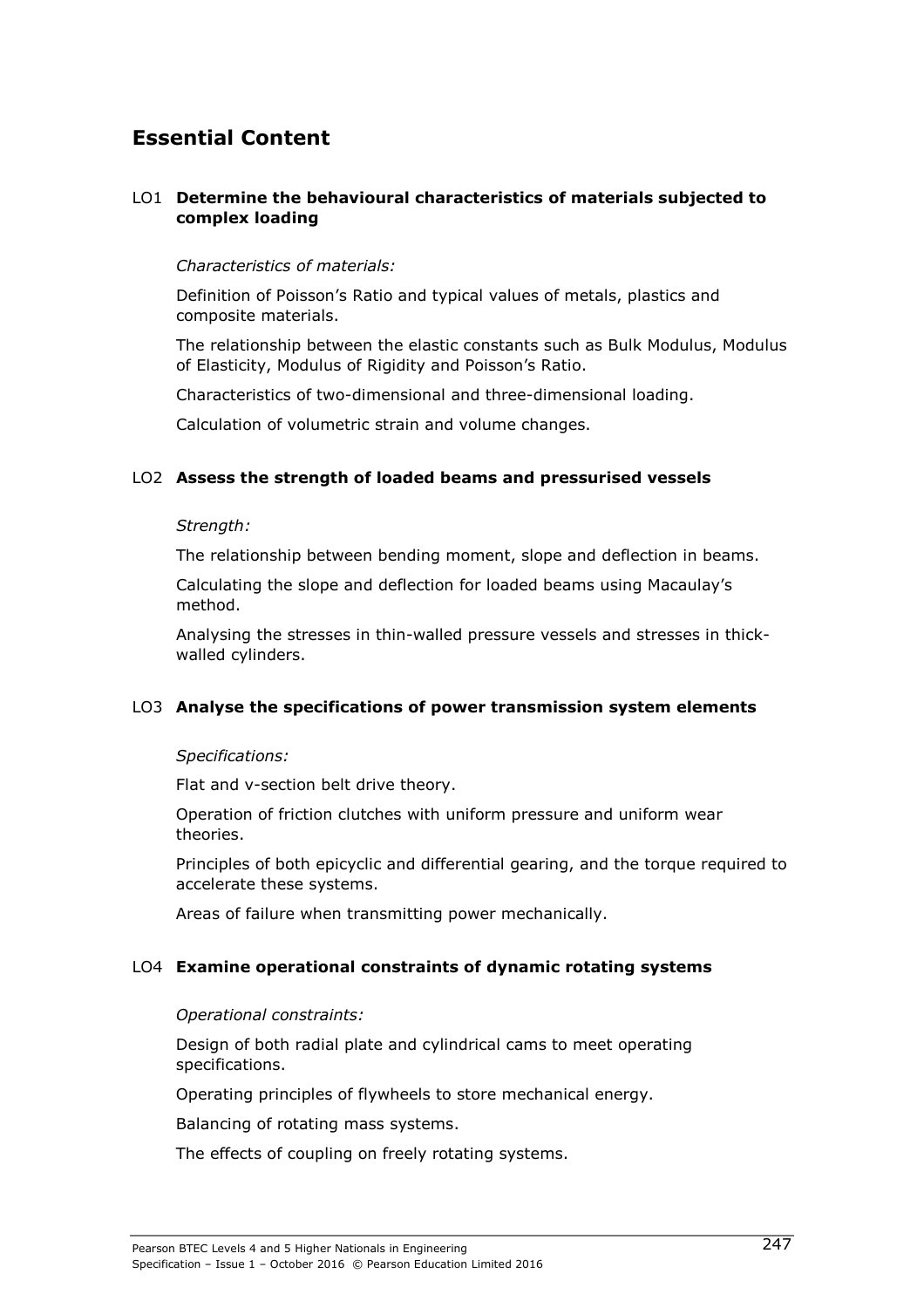## Essential Content

### LO1 **Determine the behavioural characteristics of materials subjected to complex loading**

*Characteristics of materials:*

Definition of Poisson's Ratio and typical values of metals, plastics and composite materials.

The relationship between the elastic constants such as Bulk Modulus, Modulus of Elasticity, Modulus of Rigidity and Poisson's Ratio.

Characteristics of two-dimensional and three-dimensional loading.

Calculation of volumetric strain and volume changes.

### LO2 **Assess the strength of loaded beams and pressurised vessels**

*Strength:*

The relationship between bending moment, slope and deflection in beams.

Calculating the slope and deflection for loaded beams using Macaulay's method.

Analysing the stresses in thin-walled pressure vessels and stresses in thick-walled cylinders.

### LO3 **Analyse the specifications of power transmission system elements**

*Specifications:*

Flat and v-section belt drive theory.

Operation of friction clutches with uniform pressure and uniform wear theories.

Principles of both epicyclic and differential gearing, and the torque required to accelerate these systems.

Areas of failure when transmitting power mechanically.

### LO4 **Examine operational constraints of dynamic rotating systems**

*Operational constraints:*

Design of both radial plate and cylindrical cams to meet operating specifications.

Operating principles of flywheels to store mechanical energy.

Balancing of rotating mass systems.

The effects of coupling on freely rotating systems.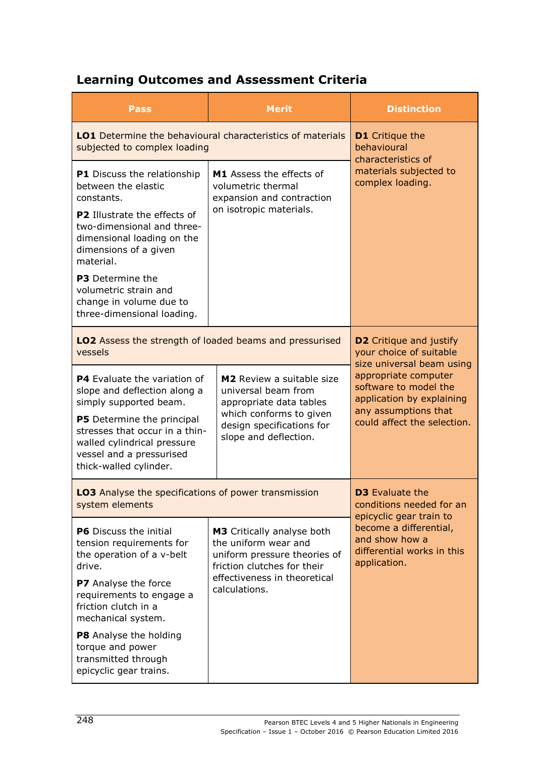## Learning Outcomes and Assessment Criteria

| Pass | Merit | Distinction |
|---|---|---|
| **LO1** Determine the behavioural characteristics of materials subjected to complex loading | | **D1** Critique the behavioural characteristics of materials subjected to complex loading. |
| **P1** Discuss the relationship between the elastic constants.<br><br>**P2** Illustrate the effects of two-dimensional and three-dimensional loading on the dimensions of a given material.<br><br>**P3** Determine the volumetric strain and change in volume due to three-dimensional loading. | **M1** Assess the effects of volumetric thermal expansion and contraction on isotropic materials. | |
| **LO2** Assess the strength of loaded beams and pressurised vessels | | **D2** Critique and justify your choice of suitable size universal beam using appropriate computer software to model the application by explaining any assumptions that could affect the selection. |
| **P4** Evaluate the variation of slope and deflection along a simply supported beam.<br><br>**P5** Determine the principal stresses that occur in a thin-walled cylindrical pressure vessel and a pressurised thick-walled cylinder. | **M2** Review a suitable size universal beam from appropriate data tables which conforms to given design specifications for slope and deflection. | |
| **LO3** Analyse the specifications of power transmission system elements | | **D3** Evaluate the conditions needed for an epicyclic gear train to become a differential, and show how a differential works in this application. |
| **P6** Discuss the initial tension requirements for the operation of a v-belt drive.<br><br>**P7** Analyse the force requirements to engage a friction clutch in a mechanical system.<br><br>**P8** Analyse the holding torque and power transmitted through epicyclic gear trains. | **M3** Critically analyse both the uniform wear and uniform pressure theories of friction clutches for their effectiveness in theoretical calculations. | |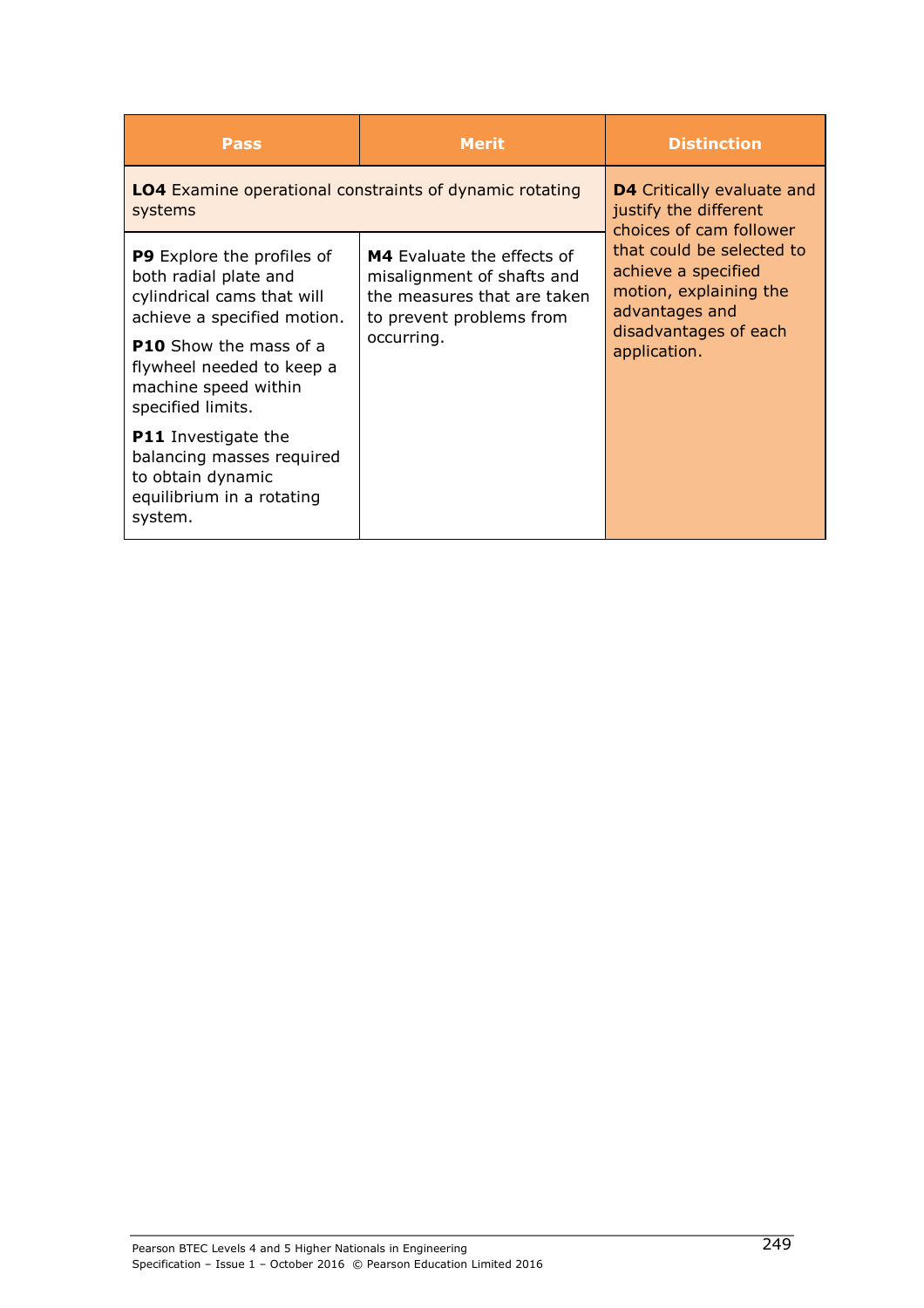| Pass | Merit | Distinction |
| --- | --- | --- |
| **LO4** Examine operational constraints of dynamic rotating systems | | **D4** Critically evaluate and justify the different choices of cam follower that could be selected to achieve a specified motion, explaining the advantages and disadvantages of each application. |
| **P9** Explore the profiles of both radial plate and cylindrical cams that will achieve a specified motion.<br><br>**P10** Show the mass of a flywheel needed to keep a machine speed within specified limits.<br><br>**P11** Investigate the balancing masses required to obtain dynamic equilibrium in a rotating system. | **M4** Evaluate the effects of misalignment of shafts and the measures that are taken to prevent problems from occurring. | |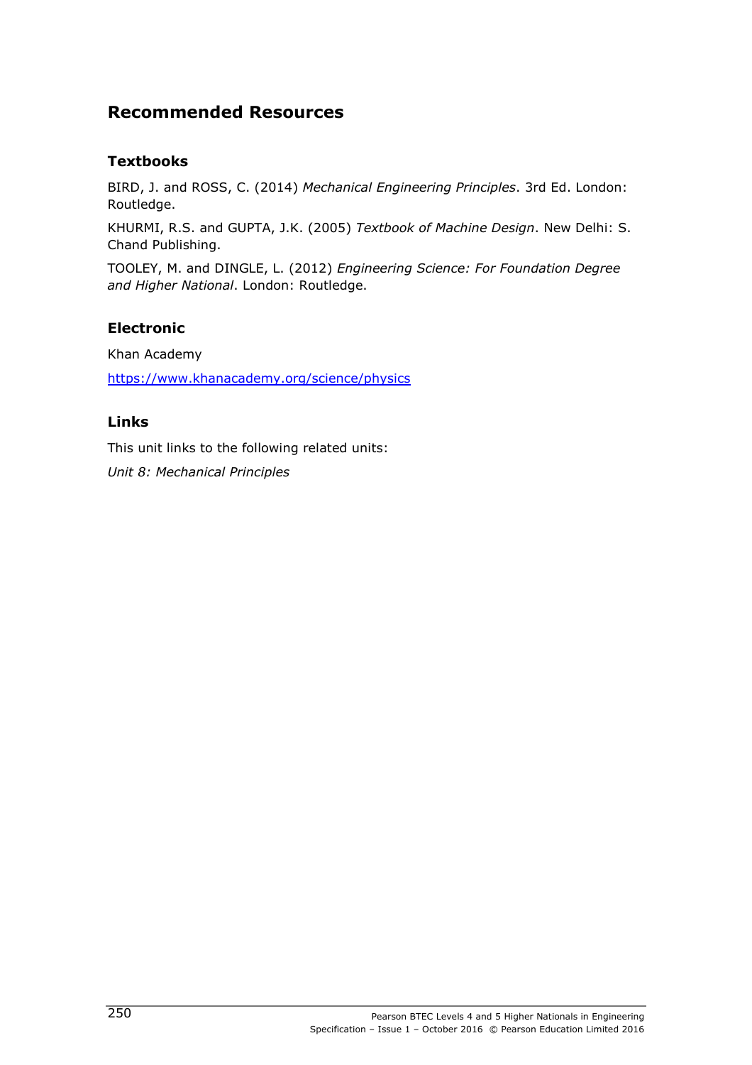## Recommended Resources

### Textbooks

BIRD, J. and ROSS, C. (2014) *Mechanical Engineering Principles*. 3rd Ed. London: Routledge.

KHURMI, R.S. and GUPTA, J.K. (2005) *Textbook of Machine Design*. New Delhi: S. Chand Publishing.

TOOLEY, M. and DINGLE, L. (2012) *Engineering Science: For Foundation Degree and Higher National*. London: Routledge.

### Electronic

Khan Academy

https://www.khanacademy.org/science/physics

### Links

This unit links to the following related units:

*Unit 8: Mechanical Principles*